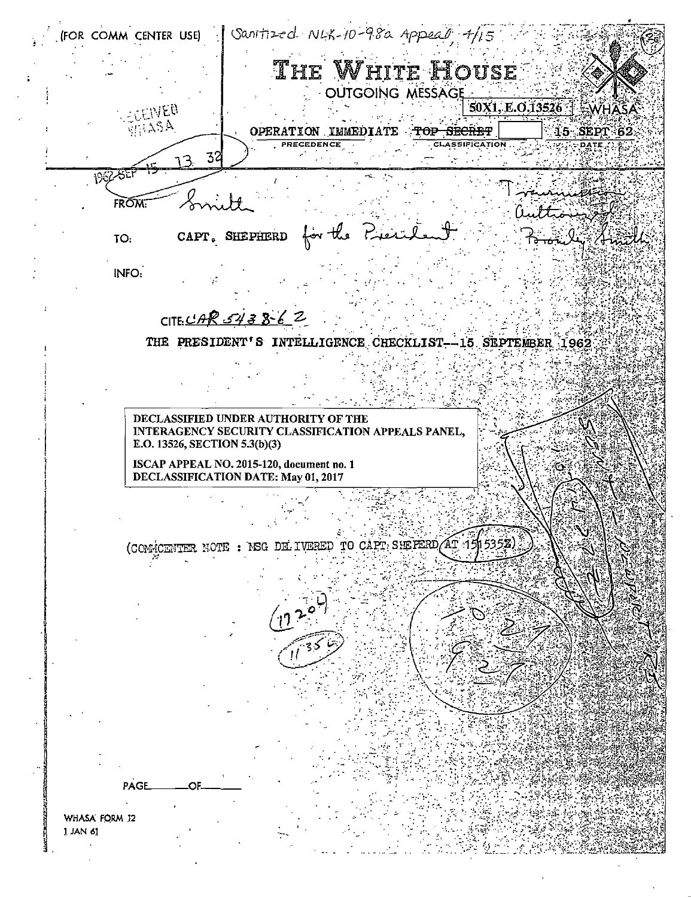(FOR COMM CENTER USE)

Sanitized NLK-10-98a Appeal, 4/15

# THE WHITE HOUSE

OUTGOING MESSAGE

50X1, E.O.13526

WHASA

RECEIVED WHASA

1962 SEP 15 13 32

OPERATION IMMEDIATE ~~TOP SECRET~~ 15 SEPT 62

PRECEDENCE CLASSIFICATION DATE

FROM: Smith

Transmission authorized Bromley Smith

TO: CAPT. SHEPHERD for the President

INFO:

CITE: CAR 5438-62

THE PRESIDENT'S INTELLIGENCE CHECKLIST--15 SEPTEMBER 1962

DECLASSIFIED UNDER AUTHORITY OF THE INTERAGENCY SECURITY CLASSIFICATION APPEALS PANEL, E.O. 13526, SECTION 5.3(b)(3)

ISCAP APPEAL NO. 2015-120, document no. 1
DECLASSIFICATION DATE: May 01, 2017

(COMCENTER NOTE : MSG DELIVERED TO CAPT SHEPERD AT 151535Z)

17204

11356

PAGE ____ OF ____

WHASA FORM 12
1 JAN 61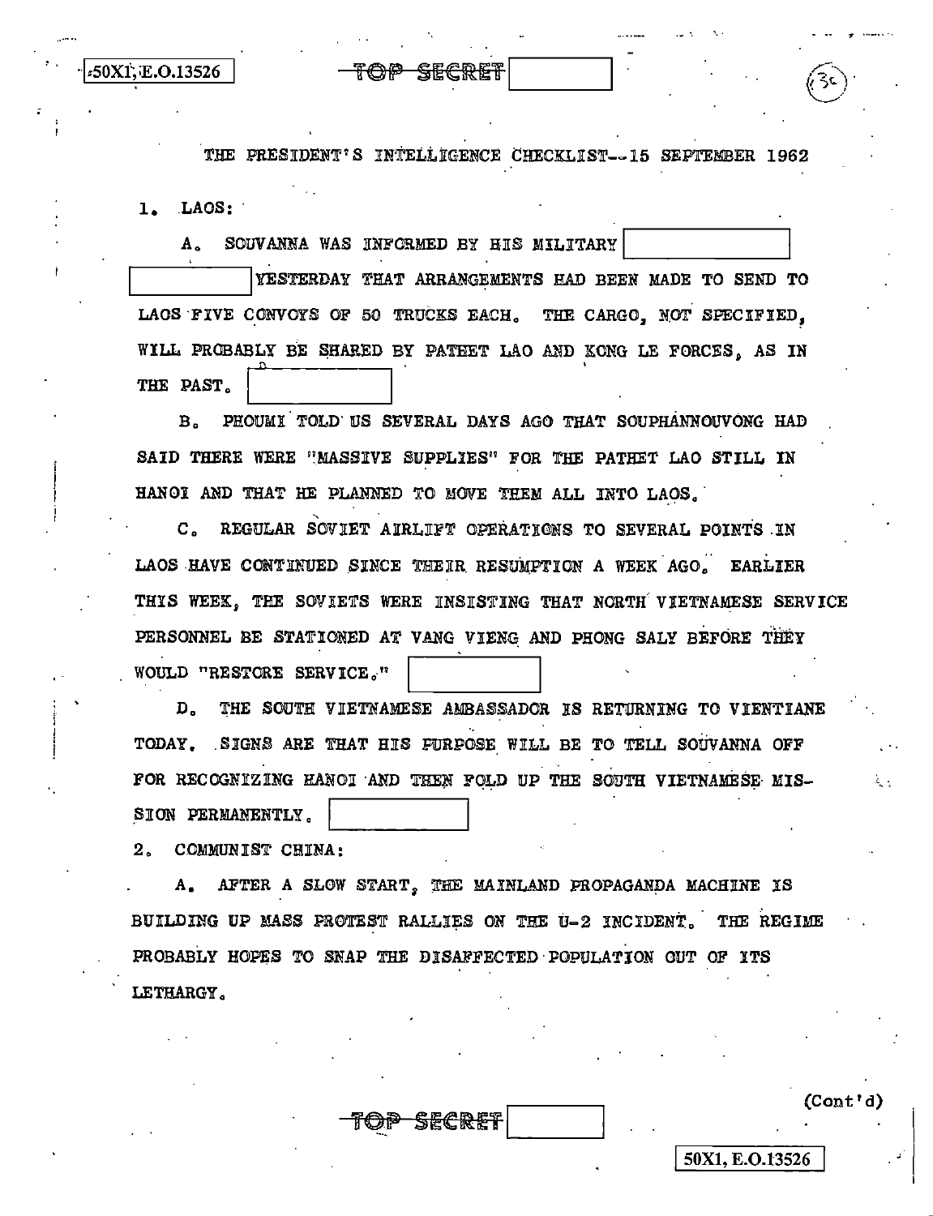THE PRESIDENT'S INTELLIGENCE CHECKLIST--15 SEPTEMBER 1962

1. LAOS:

A. SOUVANNA WAS INFORMED BY HIS MILITARY YESTERDAY THAT ARRANGEMENTS HAD BEEN MADE TO SEND TO LAOS FIVE CONVOYS OF 50 TRUCKS EACH. THE CARGO, NOT SPECIFIED, WILL PROBABLY BE SHARED BY PATHET LAO AND KONG LE FORCES, AS IN THE PAST.

B. PHOUMI TOLD US SEVERAL DAYS AGO THAT SOUPHANNOUVONG HAD SAID THERE WERE "MASSIVE SUPPLIES" FOR THE PATHET LAO STILL IN HANOI AND THAT HE PLANNED TO MOVE THEM ALL INTO LAOS.

C. REGULAR SOVIET AIRLIFT OPERATIONS TO SEVERAL POINTS IN LAOS HAVE CONTINUED SINCE THEIR RESUMPTION A WEEK AGO. EARLIER THIS WEEK, THE SOVIETS WERE INSISTING THAT NORTH VIETNAMESE SERVICE PERSONNEL BE STATIONED AT VANG VIENG AND PHONG SALY BEFORE THEY WOULD "RESTORE SERVICE."

D. THE SOUTH VIETNAMESE AMBASSADOR IS RETURNING TO VIENTIANE TODAY. SIGNS ARE THAT HIS PURPOSE WILL BE TO TELL SOUVANNA OFF FOR RECOGNIZING HANOI AND THEN FOLD UP THE SOUTH VIETNAMESE MISSION PERMANENTLY.

2. COMMUNIST CHINA:

A. AFTER A SLOW START, THE MAINLAND PROPAGANDA MACHINE IS BUILDING UP MASS PROTEST RALLIES ON THE U-2 INCIDENT. THE REGIME PROBABLY HOPES TO SNAP THE DISAFFECTED POPULATION OUT OF ITS LETHARGY.

(Cont'd)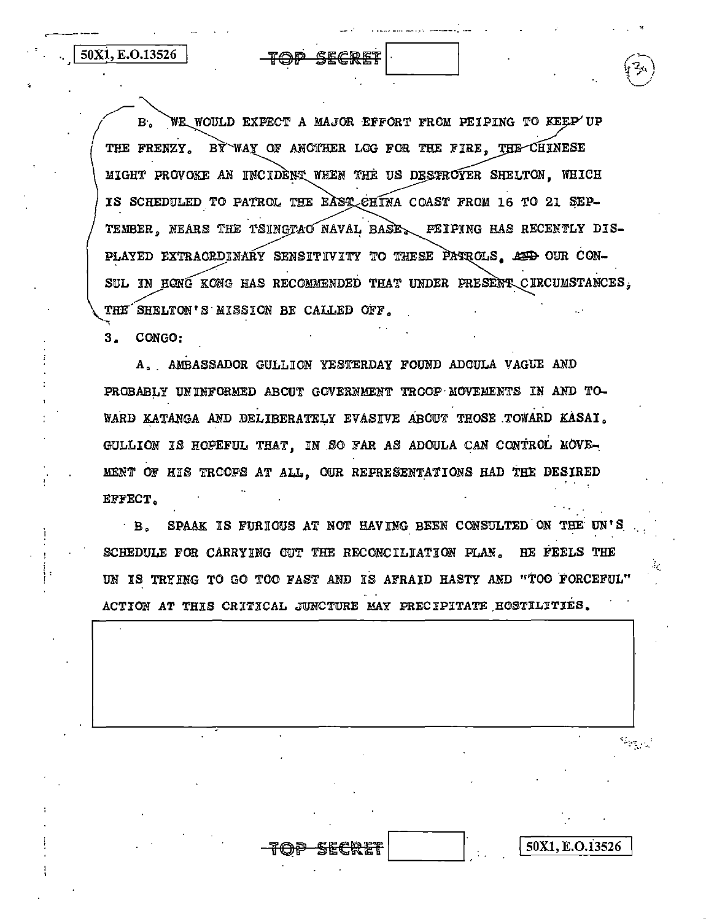TOP SECRET

B. WE WOULD EXPECT A MAJOR EFFORT FROM PEIPING TO KEEP UP THE FRENZY. BY WAY OF ANOTHER LOG FOR THE FIRE, THE CHINESE MIGHT PROVOKE AN INCIDENT WHEN THE US DESTROYER SHELTON, WHICH IS SCHEDULED TO PATROL THE EAST CHINA COAST FROM 16 TO 21 SEPTEMBER, NEARS THE TSINGTAO NAVAL BASE. PEIPING HAS RECENTLY DISPLAYED EXTRAORDINARY SENSITIVITY TO THESE PATROLS, AND OUR CONSUL IN HONG KONG HAS RECOMMENDED THAT UNDER PRESENT CIRCUMSTANCES, THE SHELTON'S MISSION BE CALLED OFF.

3. CONGO:

A. AMBASSADOR GULLION YESTERDAY FOUND ADOULA VAGUE AND PROBABLY UNINFORMED ABOUT GOVERNMENT TROOP MOVEMENTS IN AND TOWARD KATANGA AND DELIBERATELY EVASIVE ABOUT THOSE TOWARD KASAI. GULLION IS HOPEFUL THAT, IN SO FAR AS ADOULA CAN CONTROL MOVEMENT OF HIS TROOPS AT ALL, OUR REPRESENTATIONS HAD THE DESIRED EFFECT.

B. SPAAK IS FURIOUS AT NOT HAVING BEEN CONSULTED ON THE UN'S SCHEDULE FOR CARRYING OUT THE RECONCILIATION PLAN. HE FEELS THE UN IS TRYING TO GO TOO FAST AND IS AFRAID HASTY AND "TOO FORCEFUL" ACTION AT THIS CRITICAL JUNCTURE MAY PRECIPITATE HOSTILITIES.

TOP SECRET

50X1, E.O.13526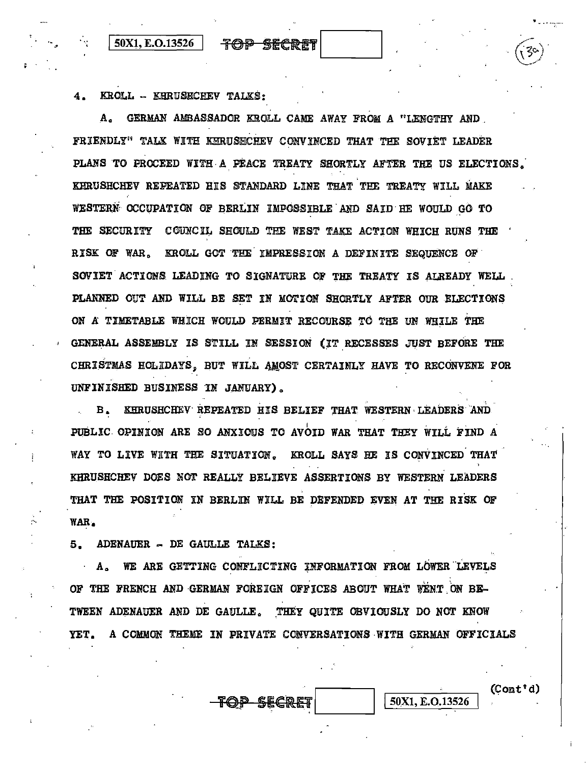4. KROLL - KHRUSHCHEV TALKS:

A. GERMAN AMBASSADOR KROLL CAME AWAY FROM A "LENGTHY AND FRIENDLY" TALK WITH KHRUSHCHEV CONVINCED THAT THE SOVIET LEADER PLANS TO PROCEED WITH A PEACE TREATY SHORTLY AFTER THE US ELECTIONS. KHRUSHCHEV REPEATED HIS STANDARD LINE THAT THE TREATY WILL MAKE WESTERN OCCUPATION OF BERLIN IMPOSSIBLE AND SAID HE WOULD GO TO THE SECURITY COUNCIL SHOULD THE WEST TAKE ACTION WHICH RUNS THE RISK OF WAR. KROLL GOT THE IMPRESSION A DEFINITE SEQUENCE OF SOVIET ACTIONS LEADING TO SIGNATURE OF THE TREATY IS ALREADY WELL PLANNED OUT AND WILL BE SET IN MOTION SHORTLY AFTER OUR ELECTIONS ON A TIMETABLE WHICH WOULD PERMIT RECOURSE TO THE UN WHILE THE GENERAL ASSEMBLY IS STILL IN SESSION (IT RECESSES JUST BEFORE THE CHRISTMAS HOLIDAYS, BUT WILL AMOST CERTAINLY HAVE TO RECONVENE FOR UNFINISHED BUSINESS IN JANUARY).

B. KHRUSHCHEV REPEATED HIS BELIEF THAT WESTERN LEADERS AND PUBLIC OPINION ARE SO ANXIOUS TO AVOID WAR THAT THEY WILL FIND A WAY TO LIVE WITH THE SITUATION. KROLL SAYS HE IS CONVINCED THAT KHRUSHCHEV DOES NOT REALLY BELIEVE ASSERTIONS BY WESTERN LEADERS THAT THE POSITION IN BERLIN WILL BE DEFENDED EVEN AT THE RISK OF WAR.

5. ADENAUER - DE GAULLE TALKS:

A. WE ARE GETTING CONFLICTING INFORMATION FROM LOWER LEVELS OF THE FRENCH AND GERMAN FOREIGN OFFICES ABOUT WHAT WENT ON BETWEEN ADENAUER AND DE GAULLE. THEY QUITE OBVIOUSLY DO NOT KNOW YET. A COMMON THEME IN PRIVATE CONVERSATIONS WITH GERMAN OFFICIALS

(Cont'd)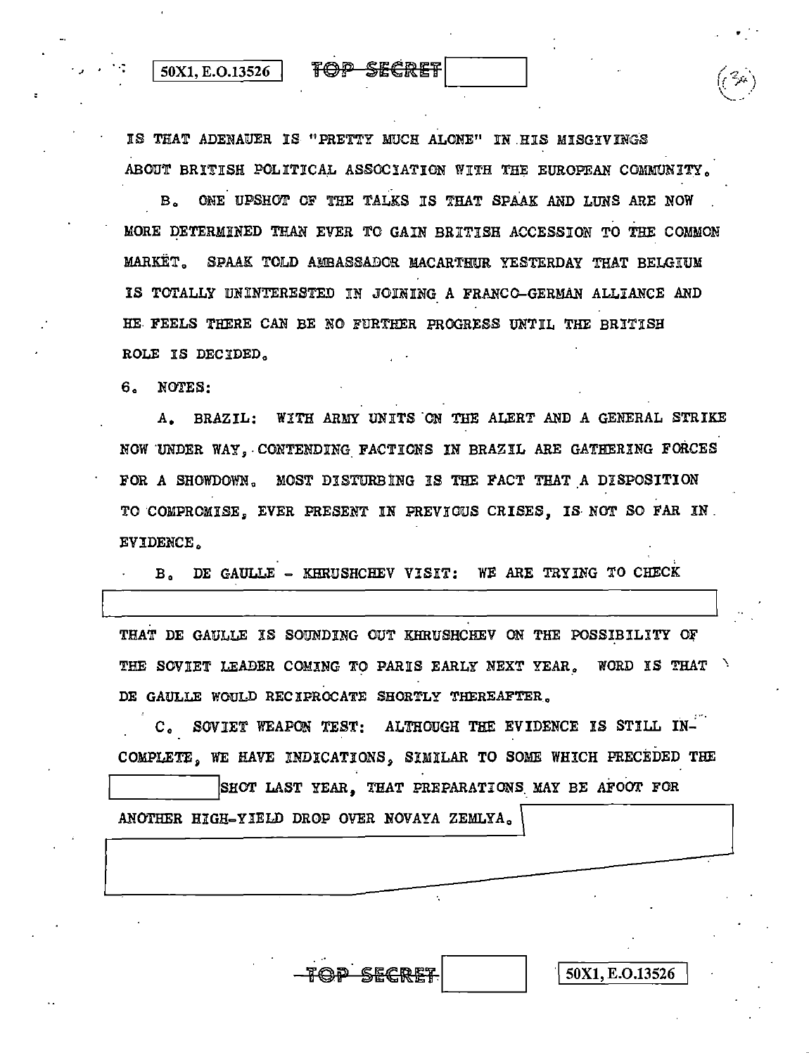IS THAT ADENAUER IS "PRETTY MUCH ALONE" IN HIS MISGIVINGS ABOUT BRITISH POLITICAL ASSOCIATION WITH THE EUROPEAN COMMUNITY.

B. ONE UPSHOT OF THE TALKS IS THAT SPAAK AND LUNS ARE NOW MORE DETERMINED THAN EVER TO GAIN BRITISH ACCESSION TO THE COMMON MARKET. SPAAK TOLD AMBASSADOR MACARTHUR YESTERDAY THAT BELGIUM IS TOTALLY UNINTERESTED IN JOINING A FRANCO-GERMAN ALLIANCE AND HE FEELS THERE CAN BE NO FURTHER PROGRESS UNTIL THE BRITISH ROLE IS DECIDED.

6. NOTES:

A. BRAZIL: WITH ARMY UNITS ON THE ALERT AND A GENERAL STRIKE NOW UNDER WAY, CONTENDING FACTIONS IN BRAZIL ARE GATHERING FORCES FOR A SHOWDOWN. MOST DISTURBING IS THE FACT THAT A DISPOSITION TO COMPROMISE, EVER PRESENT IN PREVIOUS CRISES, IS NOT SO FAR IN EVIDENCE.

B. DE GAULLE - KHRUSHCHEV VISIT: WE ARE TRYING TO CHECK [redacted] THAT DE GAULLE IS SOUNDING OUT KHRUSHCHEV ON THE POSSIBILITY OF THE SOVIET LEADER COMING TO PARIS EARLY NEXT YEAR. WORD IS THAT DE GAULLE WOULD RECIPROCATE SHORTLY THEREAFTER.

C. SOVIET WEAPON TEST: ALTHOUGH THE EVIDENCE IS STILL INCOMPLETE, WE HAVE INDICATIONS, SIMILAR TO SOME WHICH PRECEDED THE [redacted] SHOT LAST YEAR, THAT PREPARATIONS MAY BE AFOOT FOR ANOTHER HIGH-YIELD DROP OVER NOVAYA ZEMLYA. [redacted]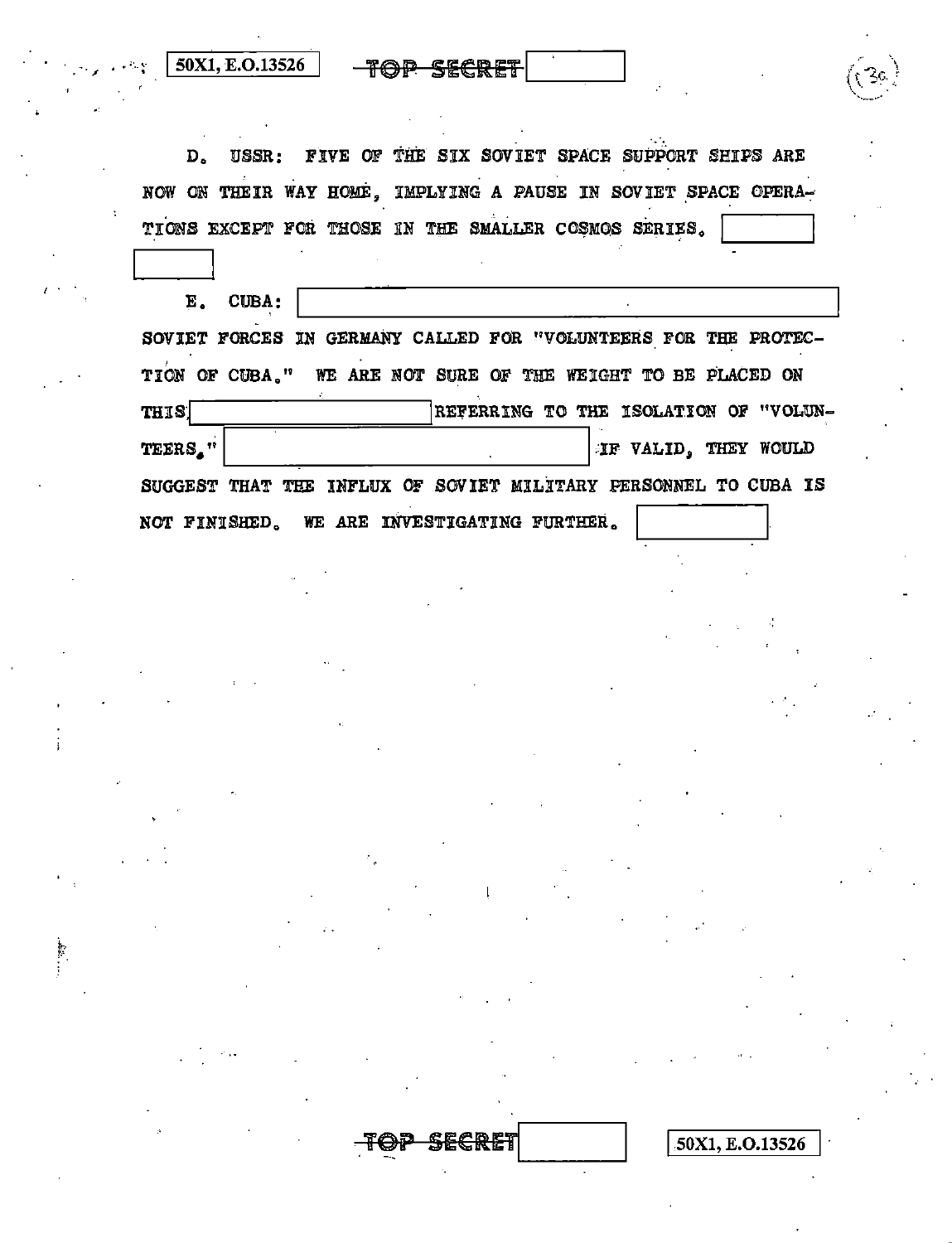D. USSR: FIVE OF THE SIX SOVIET SPACE SUPPORT SHIPS ARE NOW ON THEIR WAY HOME, IMPLYING A PAUSE IN SOVIET SPACE OPERATIONS EXCEPT FOR THOSE IN THE SMALLER COSMOS SERIES.

E. CUBA: SOVIET FORCES IN GERMANY CALLED FOR "VOLUNTEERS FOR THE PROTECTION OF CUBA." WE ARE NOT SURE OF THE WEIGHT TO BE PLACED ON THIS REFERRING TO THE ISOLATION OF "VOLUNTEERS." IF VALID, THEY WOULD SUGGEST THAT THE INFLUX OF SOVIET MILITARY PERSONNEL TO CUBA IS NOT FINISHED. WE ARE INVESTIGATING FURTHER.